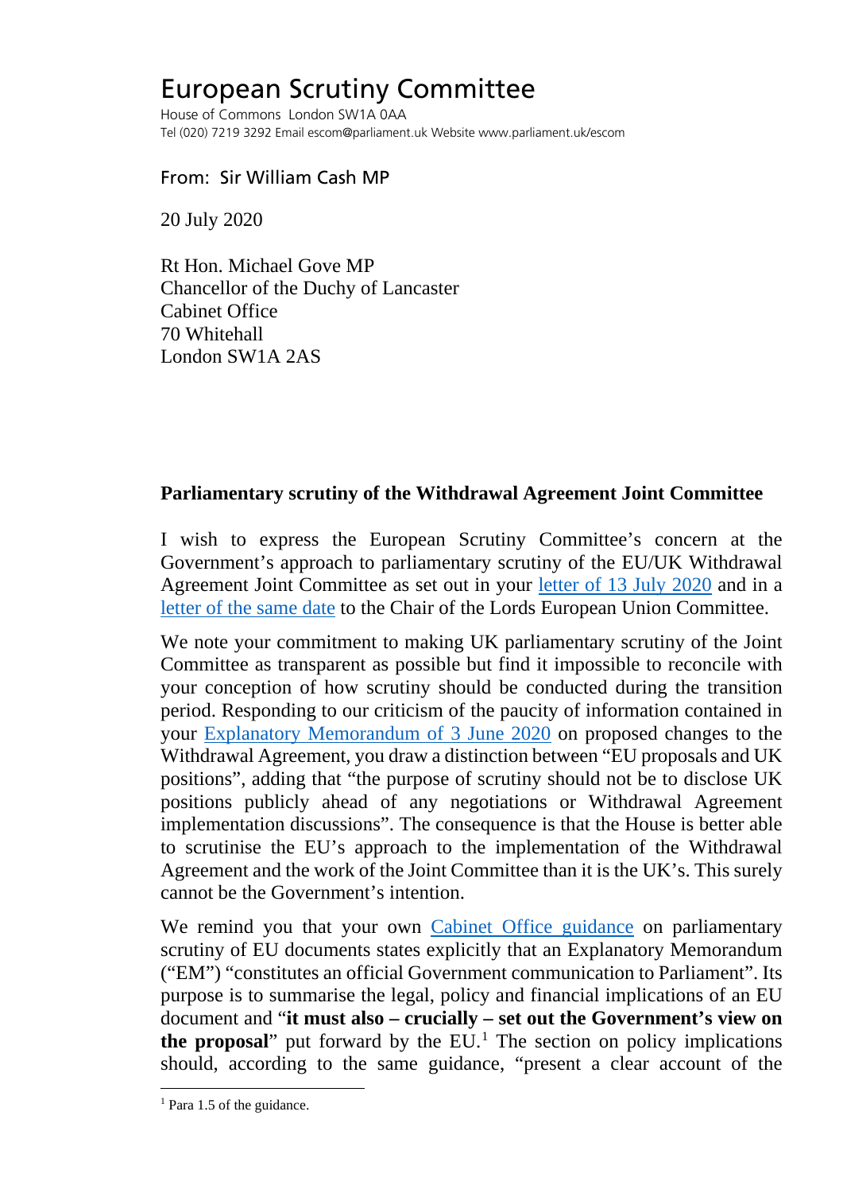# European Scrutiny Committee

House of Commons London SW1A 0AA
Tel (020) 7219 3292 Email escom@parliament.uk Website www.parliament.uk/escom

From: Sir William Cash MP

20 July 2020

Rt Hon. Michael Gove MP
Chancellor of the Duchy of Lancaster
Cabinet Office
70 Whitehall
London SW1A 2AS

**Parliamentary scrutiny of the Withdrawal Agreement Joint Committee**

I wish to express the European Scrutiny Committee's concern at the Government's approach to parliamentary scrutiny of the EU/UK Withdrawal Agreement Joint Committee as set out in your letter of 13 July 2020 and in a letter of the same date to the Chair of the Lords European Union Committee.

We note your commitment to making UK parliamentary scrutiny of the Joint Committee as transparent as possible but find it impossible to reconcile with your conception of how scrutiny should be conducted during the transition period. Responding to our criticism of the paucity of information contained in your Explanatory Memorandum of 3 June 2020 on proposed changes to the Withdrawal Agreement, you draw a distinction between "EU proposals and UK positions", adding that "the purpose of scrutiny should not be to disclose UK positions publicly ahead of any negotiations or Withdrawal Agreement implementation discussions". The consequence is that the House is better able to scrutinise the EU's approach to the implementation of the Withdrawal Agreement and the work of the Joint Committee than it is the UK's. This surely cannot be the Government's intention.

We remind you that your own Cabinet Office guidance on parliamentary scrutiny of EU documents states explicitly that an Explanatory Memorandum ("EM") "constitutes an official Government communication to Parliament". Its purpose is to summarise the legal, policy and financial implications of an EU document and "**it must also – crucially – set out the Government's view on the proposal**" put forward by the EU.[1] The section on policy implications should, according to the same guidance, "present a clear account of the

[1] Para 1.5 of the guidance.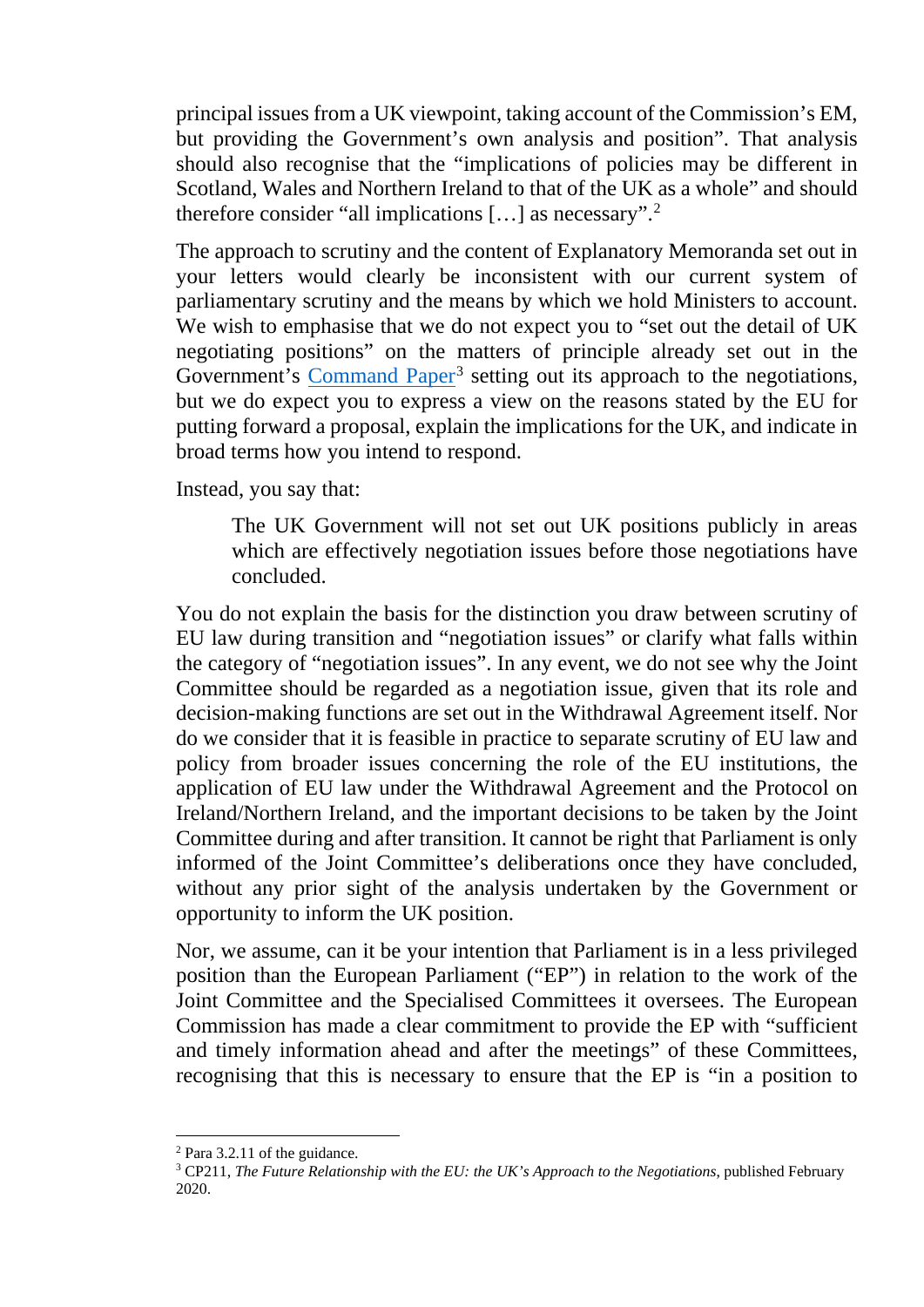principal issues from a UK viewpoint, taking account of the Commission's EM, but providing the Government's own analysis and position". That analysis should also recognise that the "implications of policies may be different in Scotland, Wales and Northern Ireland to that of the UK as a whole" and should therefore consider "all implications […] as necessary".[2]

The approach to scrutiny and the content of Explanatory Memoranda set out in your letters would clearly be inconsistent with our current system of parliamentary scrutiny and the means by which we hold Ministers to account. We wish to emphasise that we do not expect you to "set out the detail of UK negotiating positions" on the matters of principle already set out in the Government's Command Paper[3] setting out its approach to the negotiations, but we do expect you to express a view on the reasons stated by the EU for putting forward a proposal, explain the implications for the UK, and indicate in broad terms how you intend to respond.

Instead, you say that:

> The UK Government will not set out UK positions publicly in areas which are effectively negotiation issues before those negotiations have concluded.

You do not explain the basis for the distinction you draw between scrutiny of EU law during transition and "negotiation issues" or clarify what falls within the category of "negotiation issues". In any event, we do not see why the Joint Committee should be regarded as a negotiation issue, given that its role and decision-making functions are set out in the Withdrawal Agreement itself. Nor do we consider that it is feasible in practice to separate scrutiny of EU law and policy from broader issues concerning the role of the EU institutions, the application of EU law under the Withdrawal Agreement and the Protocol on Ireland/Northern Ireland, and the important decisions to be taken by the Joint Committee during and after transition. It cannot be right that Parliament is only informed of the Joint Committee's deliberations once they have concluded, without any prior sight of the analysis undertaken by the Government or opportunity to inform the UK position.

Nor, we assume, can it be your intention that Parliament is in a less privileged position than the European Parliament ("EP") in relation to the work of the Joint Committee and the Specialised Committees it oversees. The European Commission has made a clear commitment to provide the EP with "sufficient and timely information ahead and after the meetings" of these Committees, recognising that this is necessary to ensure that the EP is "in a position to

---

[2] Para 3.2.11 of the guidance.

[3] CP211, *The Future Relationship with the EU: the UK's Approach to the Negotiations*, published February 2020.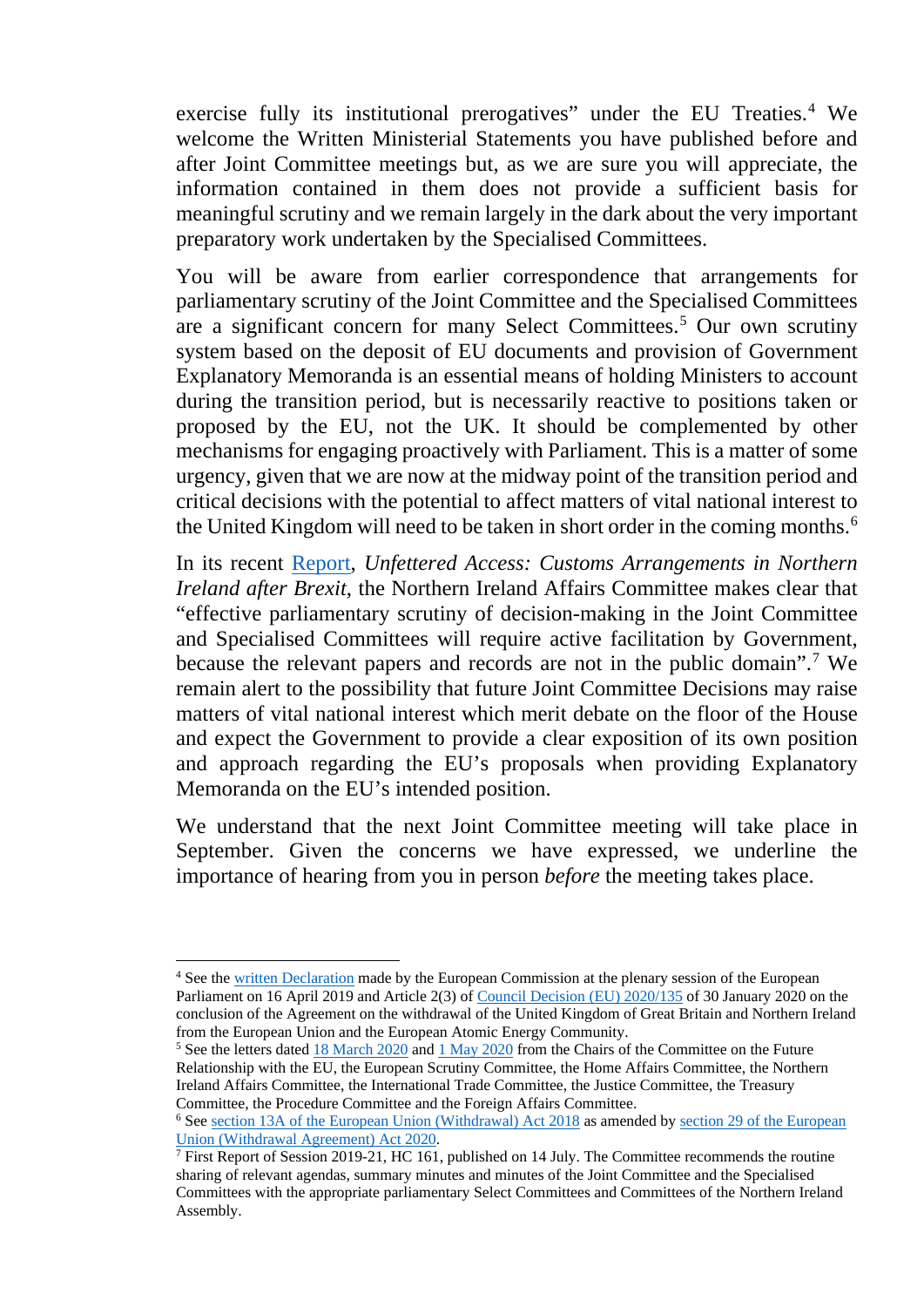exercise fully its institutional prerogatives" under the EU Treaties.[4] We welcome the Written Ministerial Statements you have published before and after Joint Committee meetings but, as we are sure you will appreciate, the information contained in them does not provide a sufficient basis for meaningful scrutiny and we remain largely in the dark about the very important preparatory work undertaken by the Specialised Committees.

You will be aware from earlier correspondence that arrangements for parliamentary scrutiny of the Joint Committee and the Specialised Committees are a significant concern for many Select Committees.[5] Our own scrutiny system based on the deposit of EU documents and provision of Government Explanatory Memoranda is an essential means of holding Ministers to account during the transition period, but is necessarily reactive to positions taken or proposed by the EU, not the UK. It should be complemented by other mechanisms for engaging proactively with Parliament. This is a matter of some urgency, given that we are now at the midway point of the transition period and critical decisions with the potential to affect matters of vital national interest to the United Kingdom will need to be taken in short order in the coming months.[6]

In its recent Report, *Unfettered Access: Customs Arrangements in Northern Ireland after Brexit*, the Northern Ireland Affairs Committee makes clear that "effective parliamentary scrutiny of decision-making in the Joint Committee and Specialised Committees will require active facilitation by Government, because the relevant papers and records are not in the public domain".[7] We remain alert to the possibility that future Joint Committee Decisions may raise matters of vital national interest which merit debate on the floor of the House and expect the Government to provide a clear exposition of its own position and approach regarding the EU's proposals when providing Explanatory Memoranda on the EU's intended position.

We understand that the next Joint Committee meeting will take place in September. Given the concerns we have expressed, we underline the importance of hearing from you in person *before* the meeting takes place.

---

[4] See the written Declaration made by the European Commission at the plenary session of the European Parliament on 16 April 2019 and Article 2(3) of Council Decision (EU) 2020/135 of 30 January 2020 on the conclusion of the Agreement on the withdrawal of the United Kingdom of Great Britain and Northern Ireland from the European Union and the European Atomic Energy Community.

[5] See the letters dated 18 March 2020 and 1 May 2020 from the Chairs of the Committee on the Future Relationship with the EU, the European Scrutiny Committee, the Home Affairs Committee, the Northern Ireland Affairs Committee, the International Trade Committee, the Justice Committee, the Treasury Committee, the Procedure Committee and the Foreign Affairs Committee.

[6] See section 13A of the European Union (Withdrawal) Act 2018 as amended by section 29 of the European Union (Withdrawal Agreement) Act 2020.

[7] First Report of Session 2019-21, HC 161, published on 14 July. The Committee recommends the routine sharing of relevant agendas, summary minutes and minutes of the Joint Committee and the Specialised Committees with the appropriate parliamentary Select Committees and Committees of the Northern Ireland Assembly.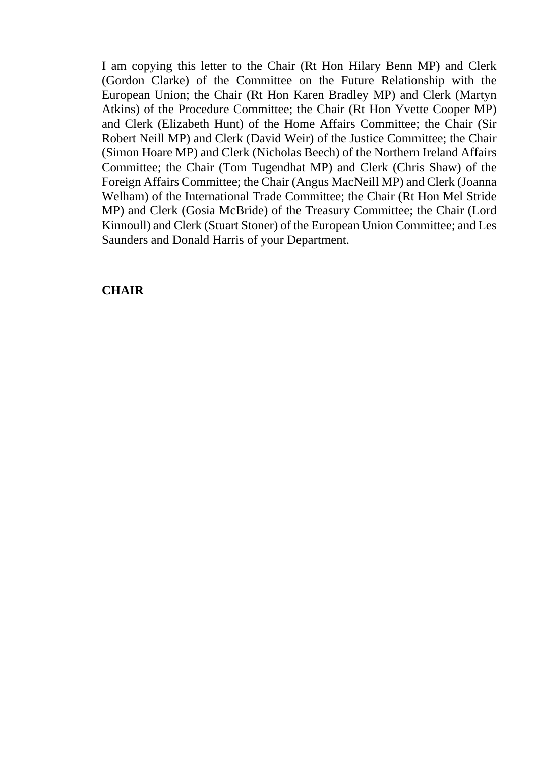I am copying this letter to the Chair (Rt Hon Hilary Benn MP) and Clerk (Gordon Clarke) of the Committee on the Future Relationship with the European Union; the Chair (Rt Hon Karen Bradley MP) and Clerk (Martyn Atkins) of the Procedure Committee; the Chair (Rt Hon Yvette Cooper MP) and Clerk (Elizabeth Hunt) of the Home Affairs Committee; the Chair (Sir Robert Neill MP) and Clerk (David Weir) of the Justice Committee; the Chair (Simon Hoare MP) and Clerk (Nicholas Beech) of the Northern Ireland Affairs Committee; the Chair (Tom Tugendhat MP) and Clerk (Chris Shaw) of the Foreign Affairs Committee; the Chair (Angus MacNeill MP) and Clerk (Joanna Welham) of the International Trade Committee; the Chair (Rt Hon Mel Stride MP) and Clerk (Gosia McBride) of the Treasury Committee; the Chair (Lord Kinnoull) and Clerk (Stuart Stoner) of the European Union Committee; and Les Saunders and Donald Harris of your Department.

**CHAIR**